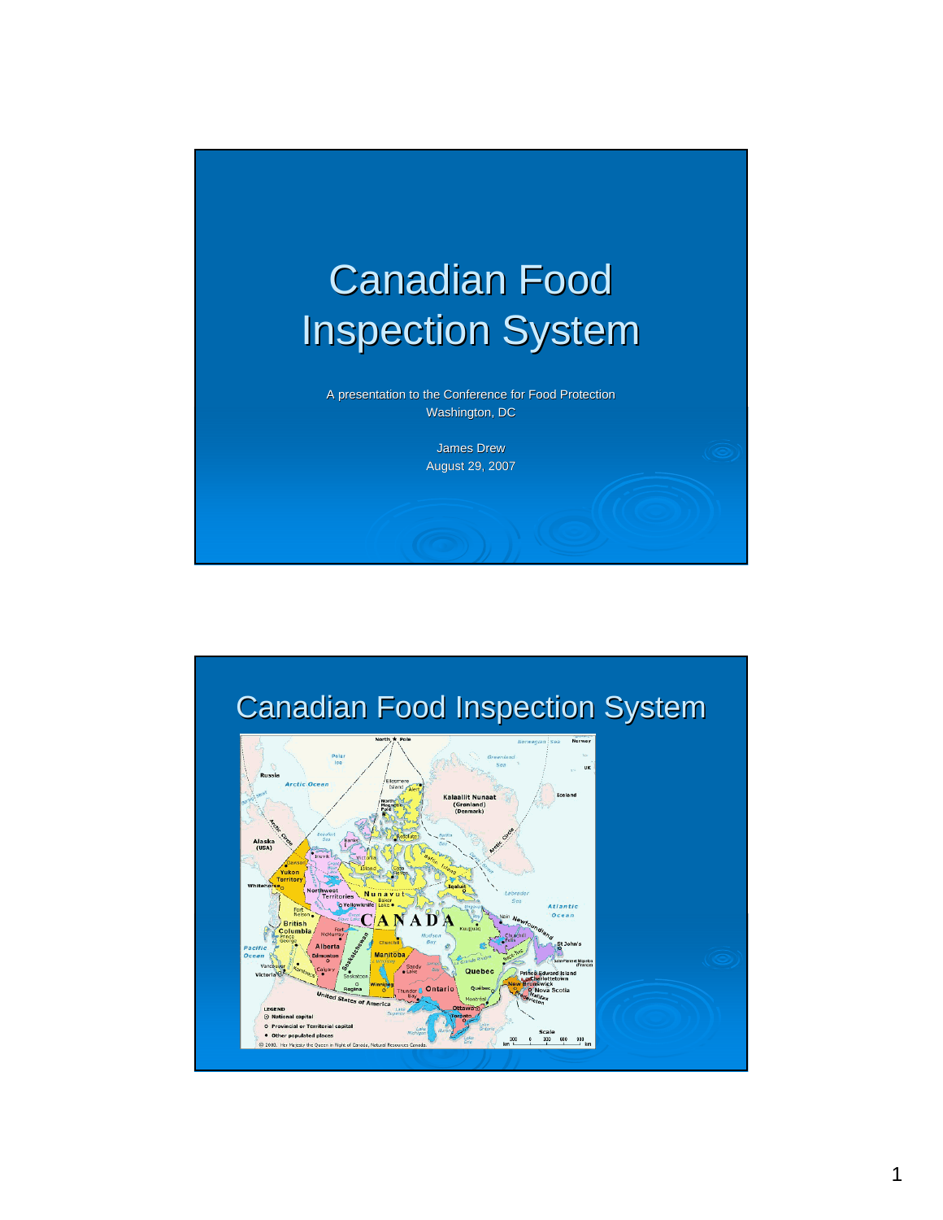# Canadian Food Inspection System

A presentation to the Conference for Food Protection
Washington, DC

James Drew
August 29, 2007

## Canadian Food Inspection System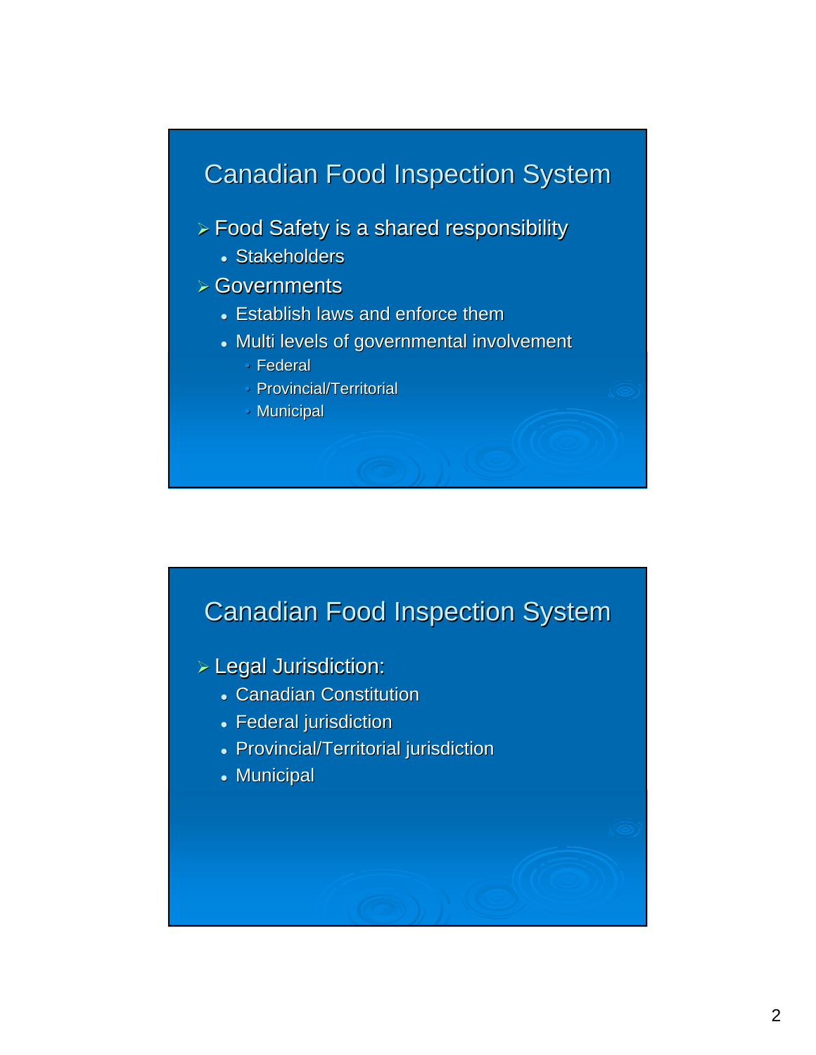## Canadian Food Inspection System

- Food Safety is a shared responsibility
  - Stakeholders
- Governments
  - Establish laws and enforce them
  - Multi levels of governmental involvement
    - Federal
    - Provincial/Territorial
    - Municipal

## Canadian Food Inspection System

- Legal Jurisdiction:
  - Canadian Constitution
  - Federal jurisdiction
  - Provincial/Territorial jurisdiction
  - Municipal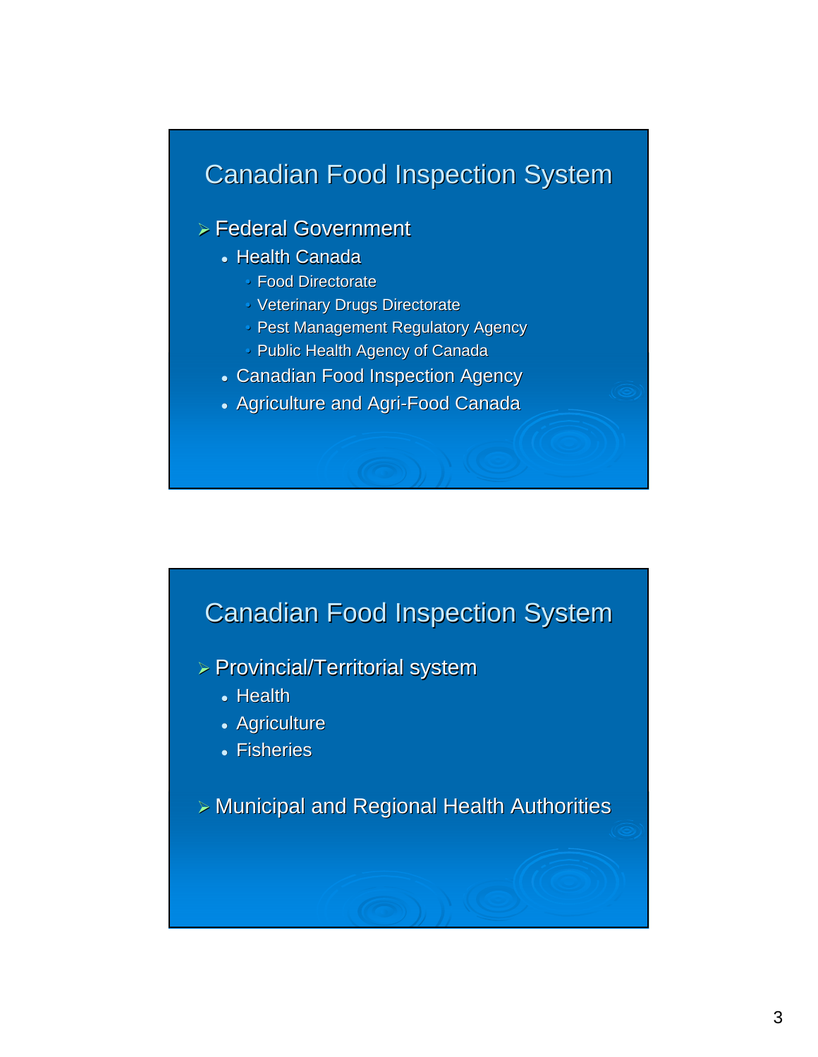## Canadian Food Inspection System

- Federal Government
  - Health Canada
    - Food Directorate
    - Veterinary Drugs Directorate
    - Pest Management Regulatory Agency
    - Public Health Agency of Canada
  - Canadian Food Inspection Agency
  - Agriculture and Agri-Food Canada

## Canadian Food Inspection System

- Provincial/Territorial system
  - Health
  - Agriculture
  - Fisheries
- Municipal and Regional Health Authorities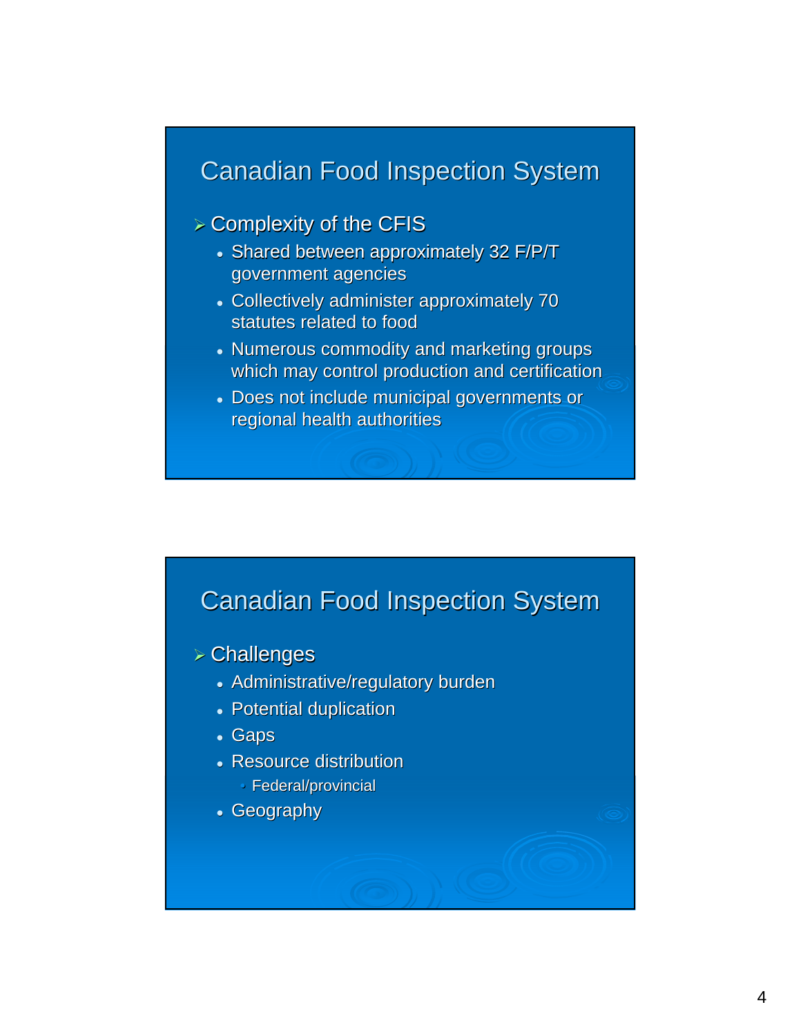## Canadian Food Inspection System

- Complexity of the CFIS
  - Shared between approximately 32 F/P/T government agencies
  - Collectively administer approximately 70 statutes related to food
  - Numerous commodity and marketing groups which may control production and certification
  - Does not include municipal governments or regional health authorities

## Canadian Food Inspection System

- Challenges
  - Administrative/regulatory burden
  - Potential duplication
  - Gaps
  - Resource distribution
    - Federal/provincial
  - Geography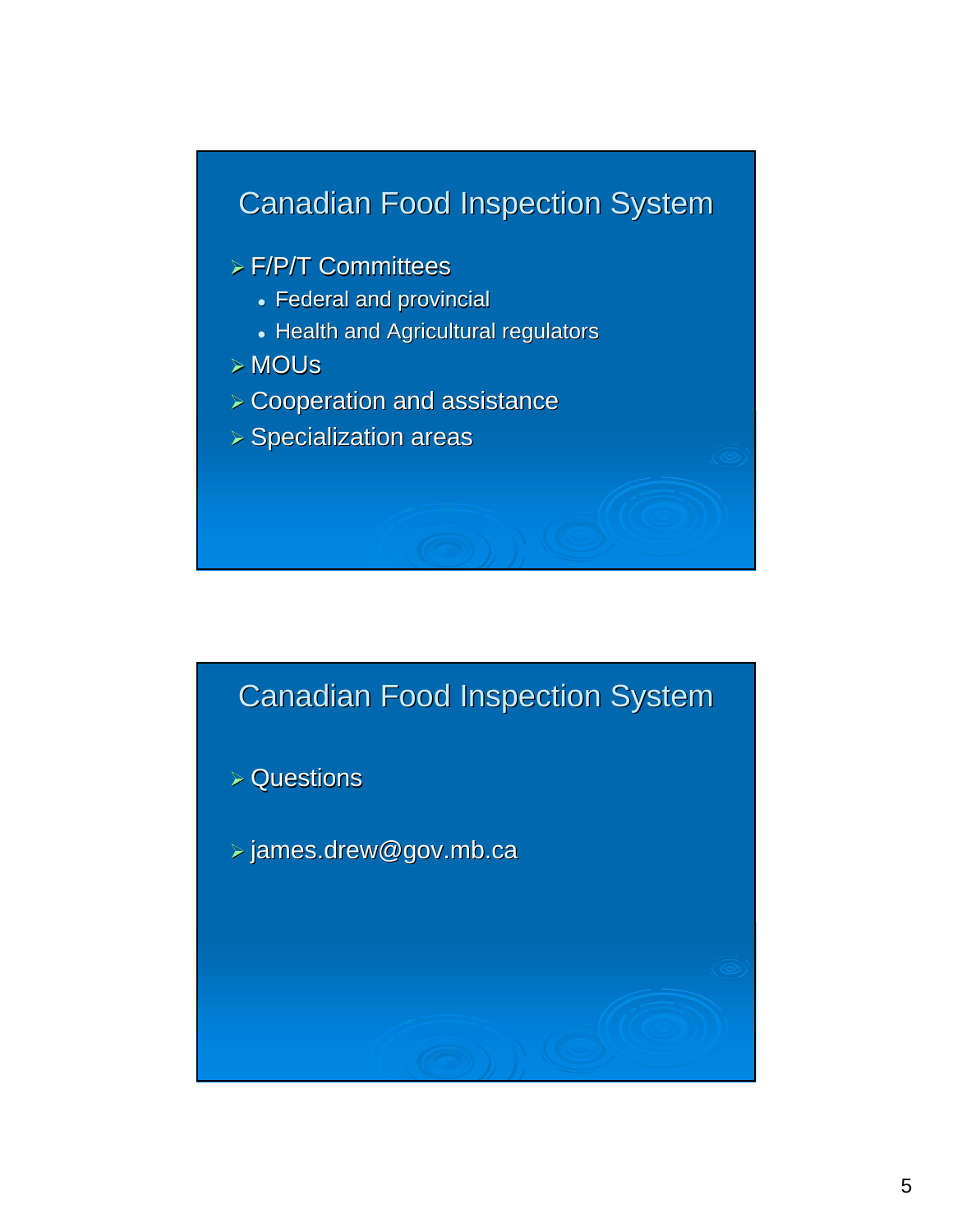## Canadian Food Inspection System

- F/P/T Committees
  - Federal and provincial
  - Health and Agricultural regulators
- MOUs
- Cooperation and assistance
- Specialization areas

## Canadian Food Inspection System

- Questions
- james.drew@gov.mb.ca